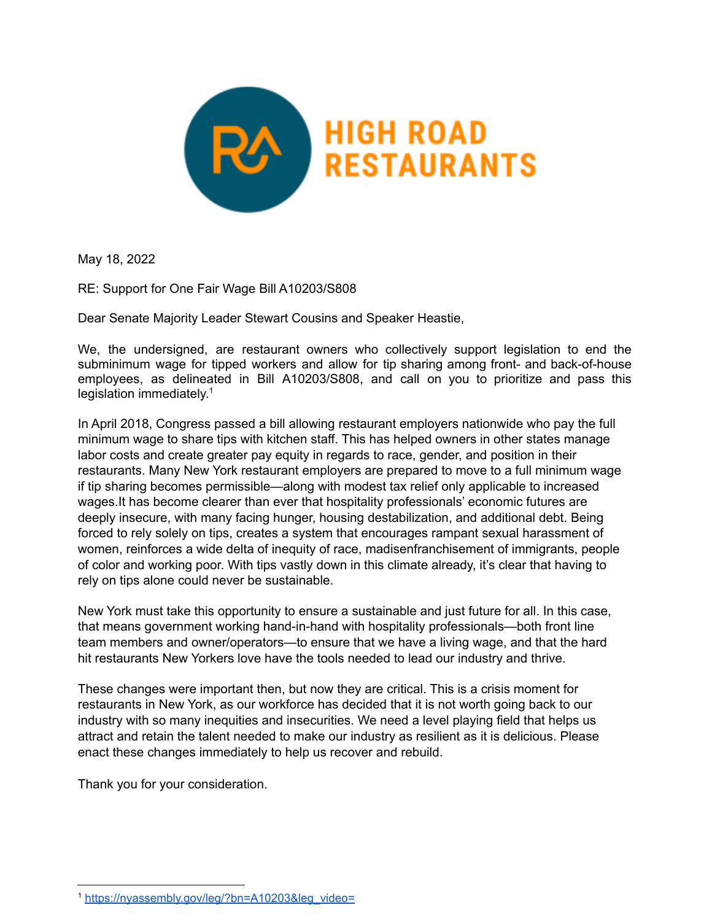HIGH ROAD RESTAURANTS

May 18, 2022

RE: Support for One Fair Wage Bill A10203/S808

Dear Senate Majority Leader Stewart Cousins and Speaker Heastie,

We, the undersigned, are restaurant owners who collectively support legislation to end the subminimum wage for tipped workers and allow for tip sharing among front- and back-of-house employees, as delineated in Bill A10203/S808, and call on you to prioritize and pass this legislation immediately.[1]

In April 2018, Congress passed a bill allowing restaurant employers nationwide who pay the full minimum wage to share tips with kitchen staff. This has helped owners in other states manage labor costs and create greater pay equity in regards to race, gender, and position in their restaurants. Many New York restaurant employers are prepared to move to a full minimum wage if tip sharing becomes permissible—along with modest tax relief only applicable to increased wages.It has become clearer than ever that hospitality professionals' economic futures are deeply insecure, with many facing hunger, housing destabilization, and additional debt. Being forced to rely solely on tips, creates a system that encourages rampant sexual harassment of women, reinforces a wide delta of inequity of race, madisenfranchisement of immigrants, people of color and working poor. With tips vastly down in this climate already, it's clear that having to rely on tips alone could never be sustainable.

New York must take this opportunity to ensure a sustainable and just future for all. In this case, that means government working hand-in-hand with hospitality professionals—both front line team members and owner/operators—to ensure that we have a living wage, and that the hard hit restaurants New Yorkers love have the tools needed to lead our industry and thrive.

These changes were important then, but now they are critical. This is a crisis moment for restaurants in New York, as our workforce has decided that it is not worth going back to our industry with so many inequities and insecurities. We need a level playing field that helps us attract and retain the talent needed to make our industry as resilient as it is delicious. Please enact these changes immediately to help us recover and rebuild.

Thank you for your consideration.

---

[1] https://nyassembly.gov/leg/?bn=A10203&leg_video=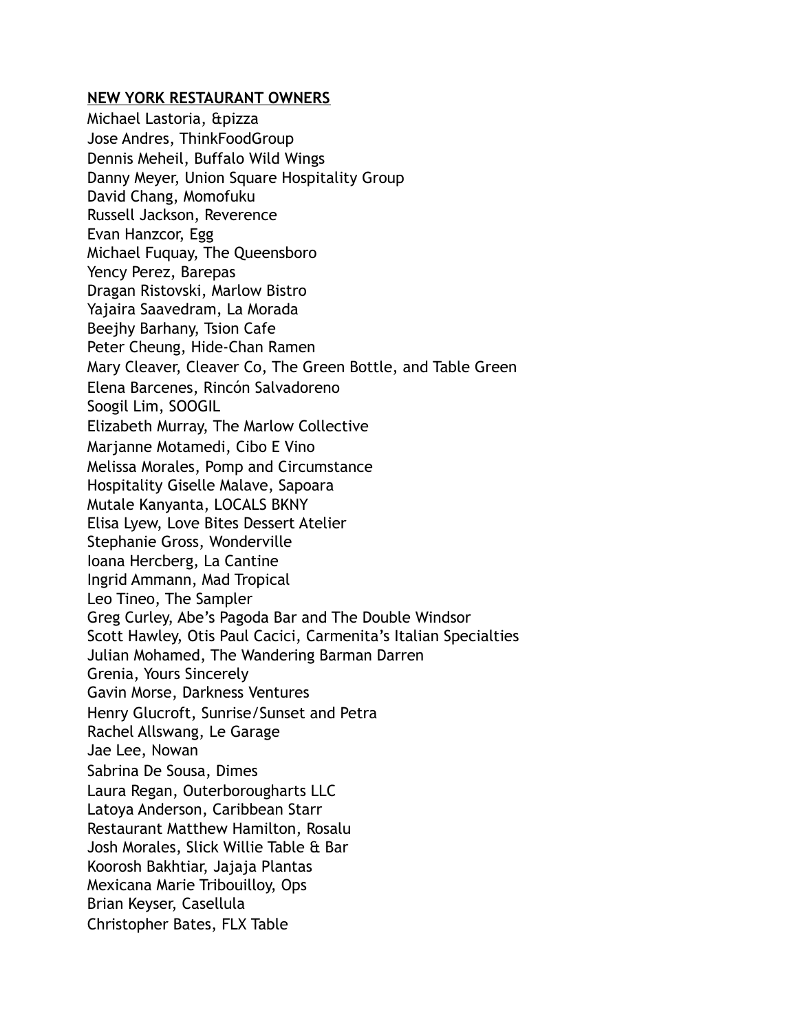**NEW YORK RESTAURANT OWNERS**

Michael Lastoria, &pizza
Jose Andres, ThinkFoodGroup
Dennis Meheil, Buffalo Wild Wings
Danny Meyer, Union Square Hospitality Group
David Chang, Momofuku
Russell Jackson, Reverence
Evan Hanzcor, Egg
Michael Fuquay, The Queensboro
Yency Perez, Barepas
Dragan Ristovski, Marlow Bistro
Yajaira Saavedram, La Morada
Beejhy Barhany, Tsion Cafe
Peter Cheung, Hide-Chan Ramen
Mary Cleaver, Cleaver Co, The Green Bottle, and Table Green
Elena Barcenes, Rincón Salvadoreno
Soogil Lim, SOOGIL
Elizabeth Murray, The Marlow Collective
Marjanne Motamedi, Cibo E Vino
Melissa Morales, Pomp and Circumstance
Hospitality Giselle Malave, Sapoara
Mutale Kanyanta, LOCALS BKNY
Elisa Lyew, Love Bites Dessert Atelier
Stephanie Gross, Wonderville
Ioana Hercberg, La Cantine
Ingrid Ammann, Mad Tropical
Leo Tineo, The Sampler
Greg Curley, Abe's Pagoda Bar and The Double Windsor
Scott Hawley, Otis Paul Cacici, Carmenita's Italian Specialties
Julian Mohamed, The Wandering Barman Darren
Grenia, Yours Sincerely
Gavin Morse, Darkness Ventures
Henry Glucroft, Sunrise/Sunset and Petra
Rachel Allswang, Le Garage
Jae Lee, Nowan
Sabrina De Sousa, Dimes
Laura Regan, Outerborougharts LLC
Latoya Anderson, Caribbean Starr
Restaurant Matthew Hamilton, Rosalu
Josh Morales, Slick Willie Table & Bar
Koorosh Bakhtiar, Jajaja Plantas
Mexicana Marie Tribouilloy, Ops
Brian Keyser, Casellula
Christopher Bates, FLX Table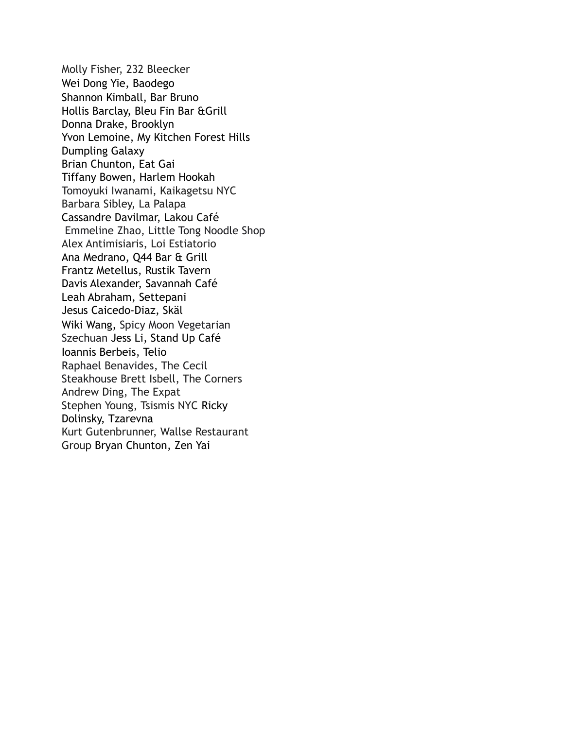Molly Fisher, 232 Bleecker
Wei Dong Yie, Baodego
Shannon Kimball, Bar Bruno
Hollis Barclay, Bleu Fin Bar &Grill
Donna Drake, Brooklyn
Yvon Lemoine, My Kitchen Forest Hills
Dumpling Galaxy
Brian Chunton, Eat Gai
Tiffany Bowen, Harlem Hookah
Tomoyuki Iwanami, Kaikagetsu NYC
Barbara Sibley, La Palapa
Cassandre Davilmar, Lakou Café
Emmeline Zhao, Little Tong Noodle Shop
Alex Antimisiaris, Loi Estiatorio
Ana Medrano, Q44 Bar & Grill
Frantz Metellus, Rustik Tavern
Davis Alexander, Savannah Café
Leah Abraham, Settepani
Jesus Caicedo-Diaz, Skäl
Wiki Wang, Spicy Moon Vegetarian
Szechuan Jess Li, Stand Up Café
Ioannis Berbeis, Telio
Raphael Benavides, The Cecil
Steakhouse Brett Isbell, The Corners
Andrew Ding, The Expat
Stephen Young, Tsismis NYC Ricky
Dolinsky, Tzarevna
Kurt Gutenbrunner, Wallse Restaurant
Group Bryan Chunton, Zen Yai